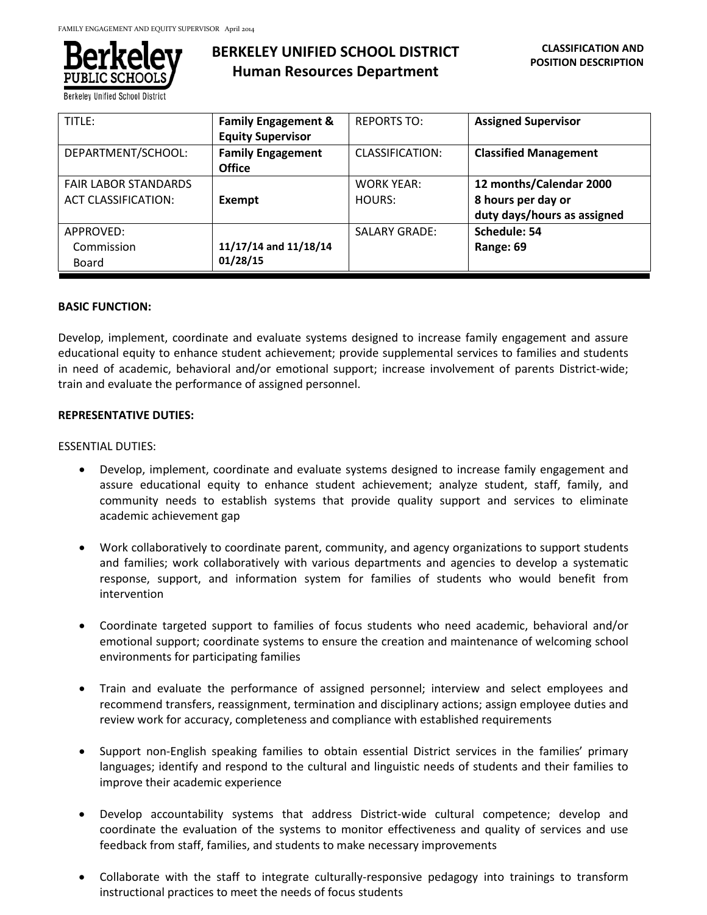# BERKELEY UNIFIED SCHOOL DISTRICT
## Human Resources Department

**CLASSIFICATION AND POSITION DESCRIPTION**

| TITLE: | **Family Engagement & Equity Supervisor** | REPORTS TO: | **Assigned Supervisor** |
|---|---|---|---|
| DEPARTMENT/SCHOOL: | **Family Engagement Office** | CLASSIFICATION: | **Classified Management** |
| FAIR LABOR STANDARDS ACT CLASSIFICATION: | **Exempt** | WORK YEAR: HOURS: | **12 months/Calendar 2000 8 hours per day or duty days/hours as assigned** |
| APPROVED: Commission Board | **11/17/14 and 11/18/14 01/28/15** | SALARY GRADE: | **Schedule: 54 Range: 69** |

**BASIC FUNCTION:**

Develop, implement, coordinate and evaluate systems designed to increase family engagement and assure educational equity to enhance student achievement; provide supplemental services to families and students in need of academic, behavioral and/or emotional support; increase involvement of parents District-wide; train and evaluate the performance of assigned personnel.

**REPRESENTATIVE DUTIES:**

ESSENTIAL DUTIES:

- Develop, implement, coordinate and evaluate systems designed to increase family engagement and assure educational equity to enhance student achievement; analyze student, staff, family, and community needs to establish systems that provide quality support and services to eliminate academic achievement gap

- Work collaboratively to coordinate parent, community, and agency organizations to support students and families; work collaboratively with various departments and agencies to develop a systematic response, support, and information system for families of students who would benefit from intervention

- Coordinate targeted support to families of focus students who need academic, behavioral and/or emotional support; coordinate systems to ensure the creation and maintenance of welcoming school environments for participating families

- Train and evaluate the performance of assigned personnel; interview and select employees and recommend transfers, reassignment, termination and disciplinary actions; assign employee duties and review work for accuracy, completeness and compliance with established requirements

- Support non-English speaking families to obtain essential District services in the families' primary languages; identify and respond to the cultural and linguistic needs of students and their families to improve their academic experience

- Develop accountability systems that address District-wide cultural competence; develop and coordinate the evaluation of the systems to monitor effectiveness and quality of services and use feedback from staff, families, and students to make necessary improvements

- Collaborate with the staff to integrate culturally-responsive pedagogy into trainings to transform instructional practices to meet the needs of focus students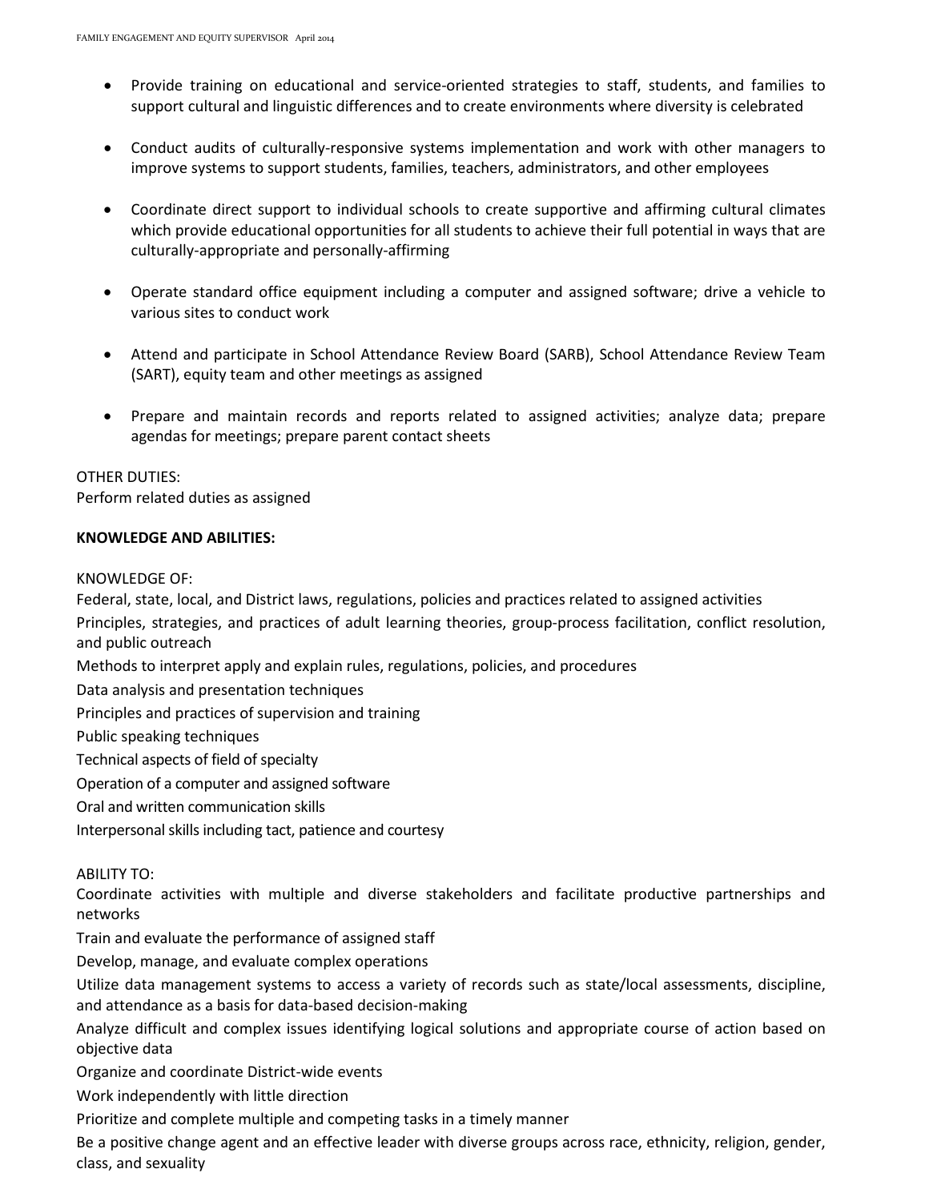- Provide training on educational and service-oriented strategies to staff, students, and families to support cultural and linguistic differences and to create environments where diversity is celebrated

- Conduct audits of culturally-responsive systems implementation and work with other managers to improve systems to support students, families, teachers, administrators, and other employees

- Coordinate direct support to individual schools to create supportive and affirming cultural climates which provide educational opportunities for all students to achieve their full potential in ways that are culturally-appropriate and personally-affirming

- Operate standard office equipment including a computer and assigned software; drive a vehicle to various sites to conduct work

- Attend and participate in School Attendance Review Board (SARB), School Attendance Review Team (SART), equity team and other meetings as assigned

- Prepare and maintain records and reports related to assigned activities; analyze data; prepare agendas for meetings; prepare parent contact sheets

OTHER DUTIES:
Perform related duties as assigned

**KNOWLEDGE AND ABILITIES:**

KNOWLEDGE OF:
Federal, state, local, and District laws, regulations, policies and practices related to assigned activities
Principles, strategies, and practices of adult learning theories, group-process facilitation, conflict resolution, and public outreach
Methods to interpret apply and explain rules, regulations, policies, and procedures
Data analysis and presentation techniques
Principles and practices of supervision and training
Public speaking techniques
Technical aspects of field of specialty
Operation of a computer and assigned software
Oral and written communication skills
Interpersonal skills including tact, patience and courtesy

ABILITY TO:
Coordinate activities with multiple and diverse stakeholders and facilitate productive partnerships and networks
Train and evaluate the performance of assigned staff
Develop, manage, and evaluate complex operations
Utilize data management systems to access a variety of records such as state/local assessments, discipline, and attendance as a basis for data-based decision-making
Analyze difficult and complex issues identifying logical solutions and appropriate course of action based on objective data
Organize and coordinate District-wide events
Work independently with little direction
Prioritize and complete multiple and competing tasks in a timely manner
Be a positive change agent and an effective leader with diverse groups across race, ethnicity, religion, gender, class, and sexuality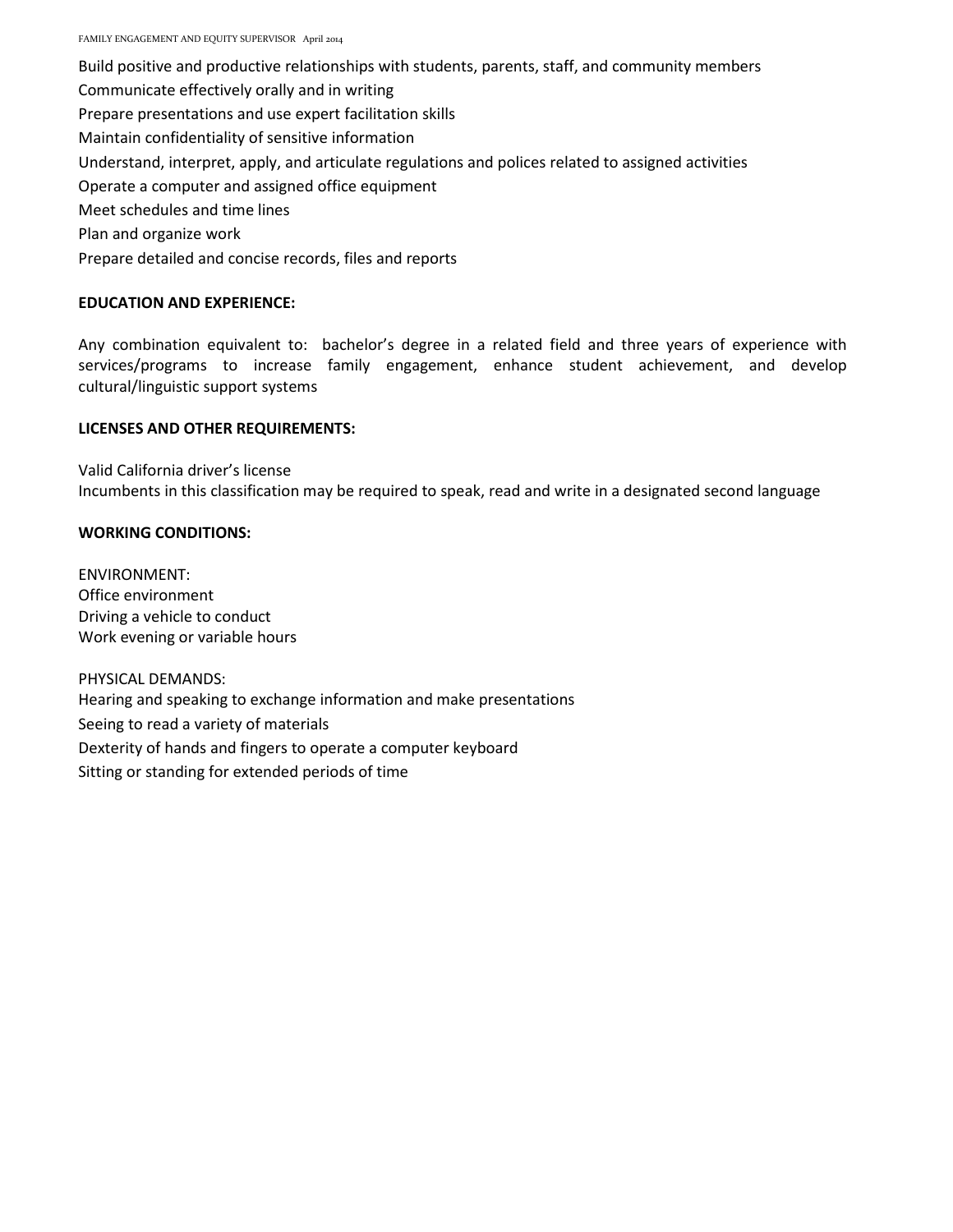Build positive and productive relationships with students, parents, staff, and community members
Communicate effectively orally and in writing
Prepare presentations and use expert facilitation skills
Maintain confidentiality of sensitive information
Understand, interpret, apply, and articulate regulations and polices related to assigned activities
Operate a computer and assigned office equipment
Meet schedules and time lines
Plan and organize work
Prepare detailed and concise records, files and reports

**EDUCATION AND EXPERIENCE:**

Any combination equivalent to: bachelor's degree in a related field and three years of experience with services/programs to increase family engagement, enhance student achievement, and develop cultural/linguistic support systems

**LICENSES AND OTHER REQUIREMENTS:**

Valid California driver's license
Incumbents in this classification may be required to speak, read and write in a designated second language

**WORKING CONDITIONS:**

ENVIRONMENT:
Office environment
Driving a vehicle to conduct
Work evening or variable hours

PHYSICAL DEMANDS:
Hearing and speaking to exchange information and make presentations
Seeing to read a variety of materials
Dexterity of hands and fingers to operate a computer keyboard
Sitting or standing for extended periods of time